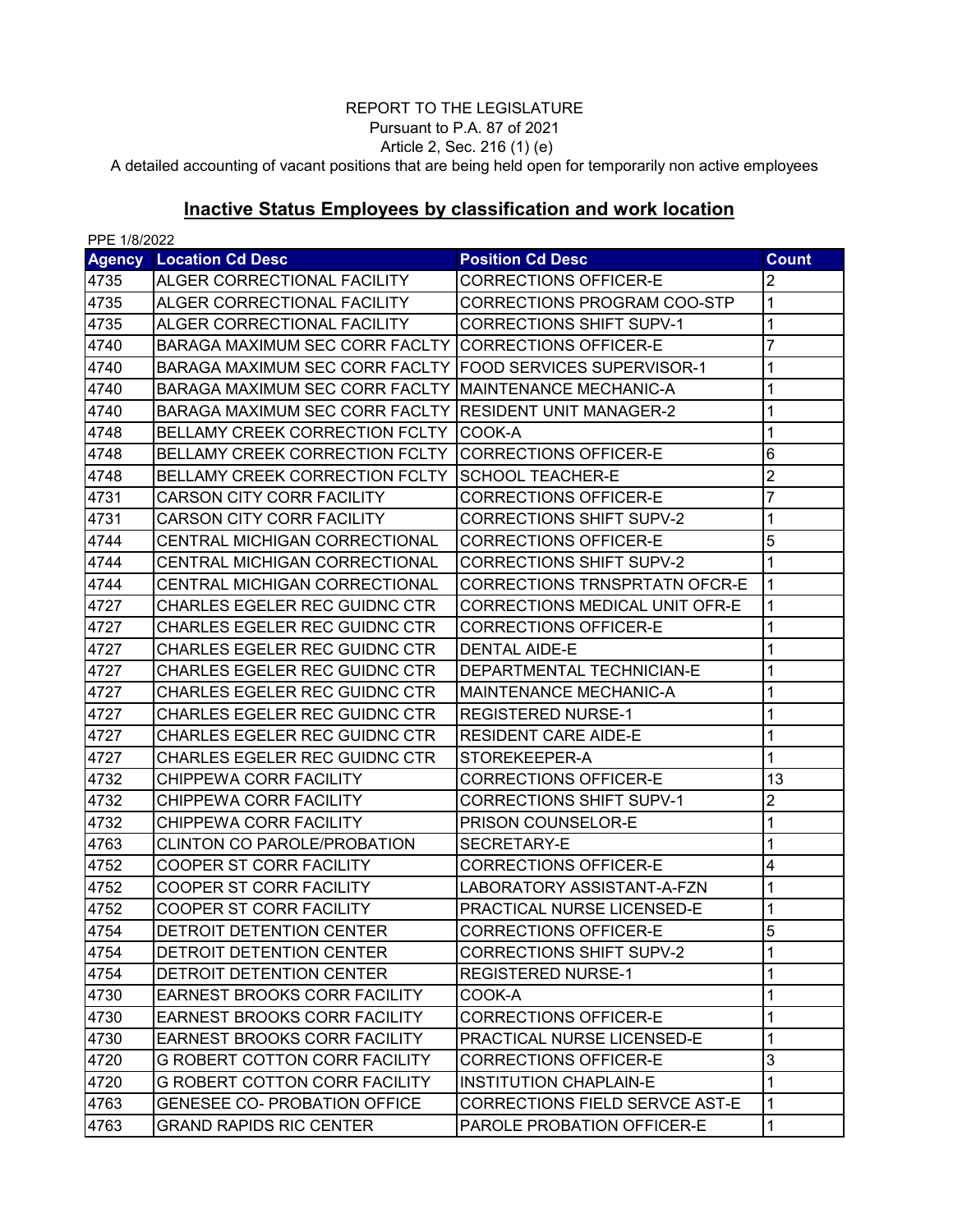REPORT TO THE LEGISLATURE
Pursuant to P.A. 87 of 2021
Article 2, Sec. 216 (1) (e)
A detailed accounting of vacant positions that are being held open for temporarily non active employees

## Inactive Status Employees by classification and work location

PPE 1/8/2022

| Agency | Location Cd Desc | Position Cd Desc | Count |
|---|---|---|---|
| 4735 | ALGER CORRECTIONAL FACILITY | CORRECTIONS OFFICER-E | 2 |
| 4735 | ALGER CORRECTIONAL FACILITY | CORRECTIONS PROGRAM COO-STP | 1 |
| 4735 | ALGER CORRECTIONAL FACILITY | CORRECTIONS SHIFT SUPV-1 | 1 |
| 4740 | BARAGA MAXIMUM SEC CORR FACLTY | CORRECTIONS OFFICER-E | 7 |
| 4740 | BARAGA MAXIMUM SEC CORR FACLTY | FOOD SERVICES SUPERVISOR-1 | 1 |
| 4740 | BARAGA MAXIMUM SEC CORR FACLTY | MAINTENANCE MECHANIC-A | 1 |
| 4740 | BARAGA MAXIMUM SEC CORR FACLTY | RESIDENT UNIT MANAGER-2 | 1 |
| 4748 | BELLAMY CREEK CORRECTION FCLTY | COOK-A | 1 |
| 4748 | BELLAMY CREEK CORRECTION FCLTY | CORRECTIONS OFFICER-E | 6 |
| 4748 | BELLAMY CREEK CORRECTION FCLTY | SCHOOL TEACHER-E | 2 |
| 4731 | CARSON CITY CORR FACILITY | CORRECTIONS OFFICER-E | 7 |
| 4731 | CARSON CITY CORR FACILITY | CORRECTIONS SHIFT SUPV-2 | 1 |
| 4744 | CENTRAL MICHIGAN CORRECTIONAL | CORRECTIONS OFFICER-E | 5 |
| 4744 | CENTRAL MICHIGAN CORRECTIONAL | CORRECTIONS SHIFT SUPV-2 | 1 |
| 4744 | CENTRAL MICHIGAN CORRECTIONAL | CORRECTIONS TRNSPRTATN OFCR-E | 1 |
| 4727 | CHARLES EGELER REC GUIDNC CTR | CORRECTIONS MEDICAL UNIT OFR-E | 1 |
| 4727 | CHARLES EGELER REC GUIDNC CTR | CORRECTIONS OFFICER-E | 1 |
| 4727 | CHARLES EGELER REC GUIDNC CTR | DENTAL AIDE-E | 1 |
| 4727 | CHARLES EGELER REC GUIDNC CTR | DEPARTMENTAL TECHNICIAN-E | 1 |
| 4727 | CHARLES EGELER REC GUIDNC CTR | MAINTENANCE MECHANIC-A | 1 |
| 4727 | CHARLES EGELER REC GUIDNC CTR | REGISTERED NURSE-1 | 1 |
| 4727 | CHARLES EGELER REC GUIDNC CTR | RESIDENT CARE AIDE-E | 1 |
| 4727 | CHARLES EGELER REC GUIDNC CTR | STOREKEEPER-A | 1 |
| 4732 | CHIPPEWA CORR FACILITY | CORRECTIONS OFFICER-E | 13 |
| 4732 | CHIPPEWA CORR FACILITY | CORRECTIONS SHIFT SUPV-1 | 2 |
| 4732 | CHIPPEWA CORR FACILITY | PRISON COUNSELOR-E | 1 |
| 4763 | CLINTON CO PAROLE/PROBATION | SECRETARY-E | 1 |
| 4752 | COOPER ST CORR FACILITY | CORRECTIONS OFFICER-E | 4 |
| 4752 | COOPER ST CORR FACILITY | LABORATORY ASSISTANT-A-FZN | 1 |
| 4752 | COOPER ST CORR FACILITY | PRACTICAL NURSE LICENSED-E | 1 |
| 4754 | DETROIT DETENTION CENTER | CORRECTIONS OFFICER-E | 5 |
| 4754 | DETROIT DETENTION CENTER | CORRECTIONS SHIFT SUPV-2 | 1 |
| 4754 | DETROIT DETENTION CENTER | REGISTERED NURSE-1 | 1 |
| 4730 | EARNEST BROOKS CORR FACILITY | COOK-A | 1 |
| 4730 | EARNEST BROOKS CORR FACILITY | CORRECTIONS OFFICER-E | 1 |
| 4730 | EARNEST BROOKS CORR FACILITY | PRACTICAL NURSE LICENSED-E | 1 |
| 4720 | G ROBERT COTTON CORR FACILITY | CORRECTIONS OFFICER-E | 3 |
| 4720 | G ROBERT COTTON CORR FACILITY | INSTITUTION CHAPLAIN-E | 1 |
| 4763 | GENESEE CO- PROBATION OFFICE | CORRECTIONS FIELD SERVCE AST-E | 1 |
| 4763 | GRAND RAPIDS RIC CENTER | PAROLE PROBATION OFFICER-E | 1 |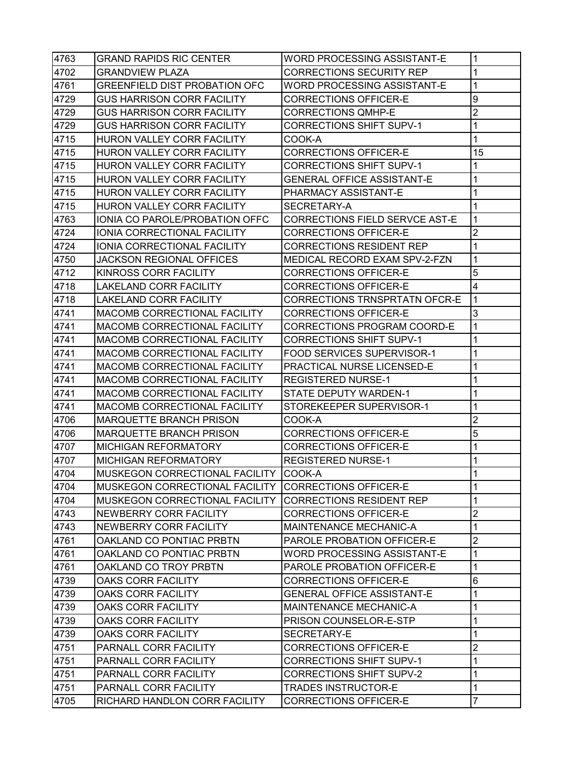| 4763 | GRAND RAPIDS RIC CENTER | WORD PROCESSING ASSISTANT-E | 1 |
|---|---|---|---|
| 4702 | GRANDVIEW PLAZA | CORRECTIONS SECURITY REP | 1 |
| 4761 | GREENFIELD DIST PROBATION OFC | WORD PROCESSING ASSISTANT-E | 1 |
| 4729 | GUS HARRISON CORR FACILITY | CORRECTIONS OFFICER-E | 9 |
| 4729 | GUS HARRISON CORR FACILITY | CORRECTIONS QMHP-E | 2 |
| 4729 | GUS HARRISON CORR FACILITY | CORRECTIONS SHIFT SUPV-1 | 1 |
| 4715 | HURON VALLEY CORR FACILITY | COOK-A | 1 |
| 4715 | HURON VALLEY CORR FACILITY | CORRECTIONS OFFICER-E | 15 |
| 4715 | HURON VALLEY CORR FACILITY | CORRECTIONS SHIFT SUPV-1 | 1 |
| 4715 | HURON VALLEY CORR FACILITY | GENERAL OFFICE ASSISTANT-E | 1 |
| 4715 | HURON VALLEY CORR FACILITY | PHARMACY ASSISTANT-E | 1 |
| 4715 | HURON VALLEY CORR FACILITY | SECRETARY-A | 1 |
| 4763 | IONIA CO PAROLE/PROBATION OFFC | CORRECTIONS FIELD SERVCE AST-E | 1 |
| 4724 | IONIA CORRECTIONAL FACILITY | CORRECTIONS OFFICER-E | 2 |
| 4724 | IONIA CORRECTIONAL FACILITY | CORRECTIONS RESIDENT REP | 1 |
| 4750 | JACKSON REGIONAL OFFICES | MEDICAL RECORD EXAM SPV-2-FZN | 1 |
| 4712 | KINROSS CORR FACILITY | CORRECTIONS OFFICER-E | 5 |
| 4718 | LAKELAND CORR FACILITY | CORRECTIONS OFFICER-E | 4 |
| 4718 | LAKELAND CORR FACILITY | CORRECTIONS TRNSPRTATN OFCR-E | 1 |
| 4741 | MACOMB CORRECTIONAL FACILITY | CORRECTIONS OFFICER-E | 3 |
| 4741 | MACOMB CORRECTIONAL FACILITY | CORRECTIONS PROGRAM COORD-E | 1 |
| 4741 | MACOMB CORRECTIONAL FACILITY | CORRECTIONS SHIFT SUPV-1 | 1 |
| 4741 | MACOMB CORRECTIONAL FACILITY | FOOD SERVICES SUPERVISOR-1 | 1 |
| 4741 | MACOMB CORRECTIONAL FACILITY | PRACTICAL NURSE LICENSED-E | 1 |
| 4741 | MACOMB CORRECTIONAL FACILITY | REGISTERED NURSE-1 | 1 |
| 4741 | MACOMB CORRECTIONAL FACILITY | STATE DEPUTY WARDEN-1 | 1 |
| 4741 | MACOMB CORRECTIONAL FACILITY | STOREKEEPER SUPERVISOR-1 | 1 |
| 4706 | MARQUETTE BRANCH PRISON | COOK-A | 2 |
| 4706 | MARQUETTE BRANCH PRISON | CORRECTIONS OFFICER-E | 5 |
| 4707 | MICHIGAN REFORMATORY | CORRECTIONS OFFICER-E | 1 |
| 4707 | MICHIGAN REFORMATORY | REGISTERED NURSE-1 | 1 |
| 4704 | MUSKEGON CORRECTIONAL FACILITY | COOK-A | 1 |
| 4704 | MUSKEGON CORRECTIONAL FACILITY | CORRECTIONS OFFICER-E | 1 |
| 4704 | MUSKEGON CORRECTIONAL FACILITY | CORRECTIONS RESIDENT REP | 1 |
| 4743 | NEWBERRY CORR FACILITY | CORRECTIONS OFFICER-E | 2 |
| 4743 | NEWBERRY CORR FACILITY | MAINTENANCE MECHANIC-A | 1 |
| 4761 | OAKLAND CO PONTIAC PRBTN | PAROLE PROBATION OFFICER-E | 2 |
| 4761 | OAKLAND CO PONTIAC PRBTN | WORD PROCESSING ASSISTANT-E | 1 |
| 4761 | OAKLAND CO TROY PRBTN | PAROLE PROBATION OFFICER-E | 1 |
| 4739 | OAKS CORR FACILITY | CORRECTIONS OFFICER-E | 6 |
| 4739 | OAKS CORR FACILITY | GENERAL OFFICE ASSISTANT-E | 1 |
| 4739 | OAKS CORR FACILITY | MAINTENANCE MECHANIC-A | 1 |
| 4739 | OAKS CORR FACILITY | PRISON COUNSELOR-E-STP | 1 |
| 4739 | OAKS CORR FACILITY | SECRETARY-E | 1 |
| 4751 | PARNALL CORR FACILITY | CORRECTIONS OFFICER-E | 2 |
| 4751 | PARNALL CORR FACILITY | CORRECTIONS SHIFT SUPV-1 | 1 |
| 4751 | PARNALL CORR FACILITY | CORRECTIONS SHIFT SUPV-2 | 1 |
| 4751 | PARNALL CORR FACILITY | TRADES INSTRUCTOR-E | 1 |
| 4705 | RICHARD HANDLON CORR FACILITY | CORRECTIONS OFFICER-E | 7 |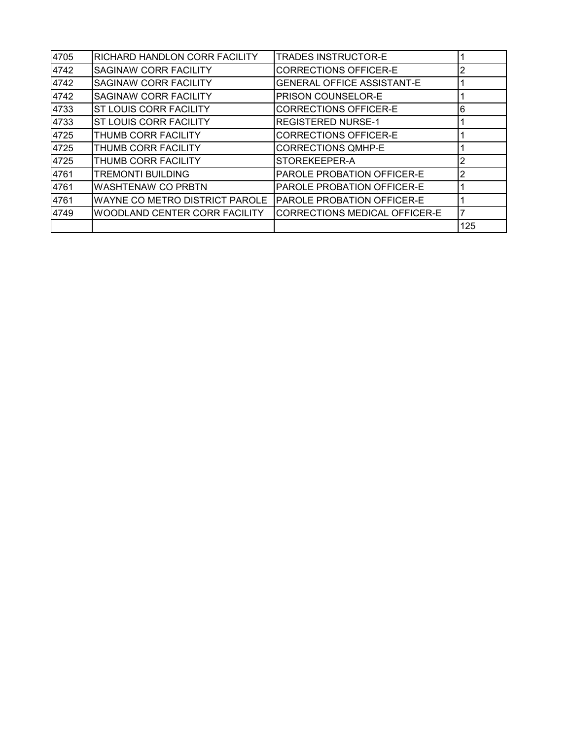| | | | |
|---|---|---|---|
| 4705 | RICHARD HANDLON CORR FACILITY | TRADES INSTRUCTOR-E | 1 |
| 4742 | SAGINAW CORR FACILITY | CORRECTIONS OFFICER-E | 2 |
| 4742 | SAGINAW CORR FACILITY | GENERAL OFFICE ASSISTANT-E | 1 |
| 4742 | SAGINAW CORR FACILITY | PRISON COUNSELOR-E | 1 |
| 4733 | ST LOUIS CORR FACILITY | CORRECTIONS OFFICER-E | 6 |
| 4733 | ST LOUIS CORR FACILITY | REGISTERED NURSE-1 | 1 |
| 4725 | THUMB CORR FACILITY | CORRECTIONS OFFICER-E | 1 |
| 4725 | THUMB CORR FACILITY | CORRECTIONS QMHP-E | 1 |
| 4725 | THUMB CORR FACILITY | STOREKEEPER-A | 2 |
| 4761 | TREMONTI BUILDING | PAROLE PROBATION OFFICER-E | 2 |
| 4761 | WASHTENAW CO PRBTN | PAROLE PROBATION OFFICER-E | 1 |
| 4761 | WAYNE CO METRO DISTRICT PAROLE | PAROLE PROBATION OFFICER-E | 1 |
| 4749 | WOODLAND CENTER CORR FACILITY | CORRECTIONS MEDICAL OFFICER-E | 7 |
| | | | 125 |